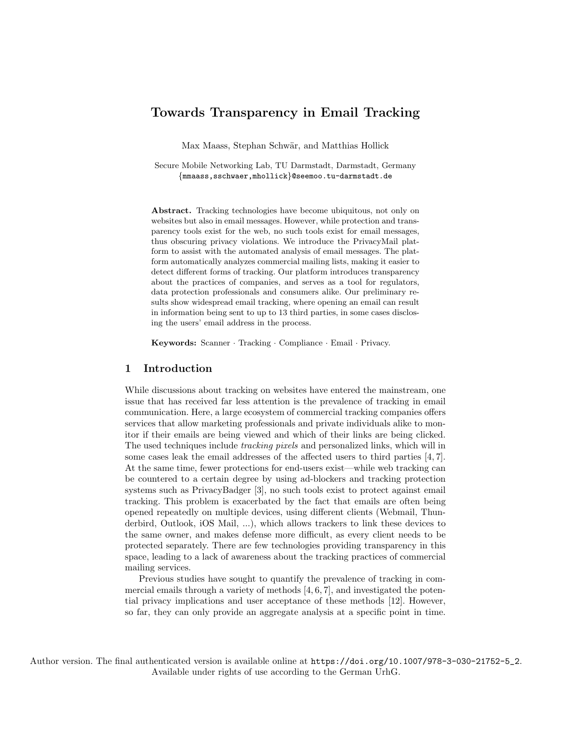# Towards Transparency in Email Tracking

Max Maass, Stephan Schwär, and Matthias Hollick

Secure Mobile Networking Lab, TU Darmstadt, Darmstadt, Germany
{mmaass,sschwaer,mhollick}@seemoo.tu-darmstadt.de

**Abstract.** Tracking technologies have become ubiquitous, not only on websites but also in email messages. However, while protection and transparency tools exist for the web, no such tools exist for email messages, thus obscuring privacy violations. We introduce the PrivacyMail platform to assist with the automated analysis of email messages. The platform automatically analyzes commercial mailing lists, making it easier to detect different forms of tracking. Our platform introduces transparency about the practices of companies, and serves as a tool for regulators, data protection professionals and consumers alike. Our preliminary results show widespread email tracking, where opening an email can result in information being sent to up to 13 third parties, in some cases disclosing the users' email address in the process.

**Keywords:** Scanner · Tracking · Compliance · Email · Privacy.

## 1 Introduction

While discussions about tracking on websites have entered the mainstream, one issue that has received far less attention is the prevalence of tracking in email communication. Here, a large ecosystem of commercial tracking companies offers services that allow marketing professionals and private individuals alike to monitor if their emails are being viewed and which of their links are being clicked. The used techniques include *tracking pixels* and personalized links, which will in some cases leak the email addresses of the affected users to third parties [4, 7]. At the same time, fewer protections for end-users exist—while web tracking can be countered to a certain degree by using ad-blockers and tracking protection systems such as PrivacyBadger [3], no such tools exist to protect against email tracking. This problem is exacerbated by the fact that emails are often being opened repeatedly on multiple devices, using different clients (Webmail, Thunderbird, Outlook, iOS Mail, ...), which allows trackers to link these devices to the same owner, and makes defense more difficult, as every client needs to be protected separately. There are few technologies providing transparency in this space, leading to a lack of awareness about the tracking practices of commercial mailing services.

Previous studies have sought to quantify the prevalence of tracking in commercial emails through a variety of methods [4, 6, 7], and investigated the potential privacy implications and user acceptance of these methods [12]. However, so far, they can only provide an aggregate analysis at a specific point in time.

Author version. The final authenticated version is available online at https://doi.org/10.1007/978-3-030-21752-5_2. Available under rights of use according to the German UrhG.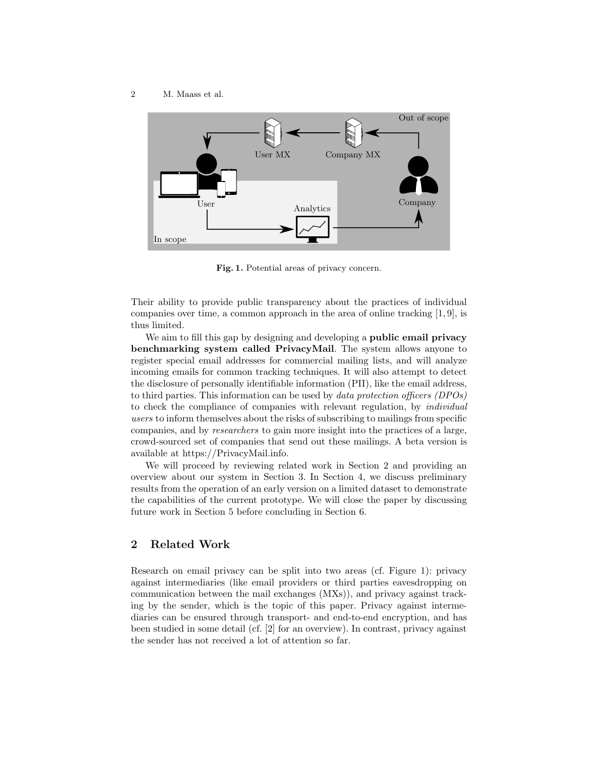Out of scope

User MX

Company MX

User

Analytics

Company

In scope

**Fig. 1.** Potential areas of privacy concern.

Their ability to provide public transparency about the practices of individual companies over time, a common approach in the area of online tracking [1, 9], is thus limited.

We aim to fill this gap by designing and developing a **public email privacy benchmarking system called PrivacyMail**. The system allows anyone to register special email addresses for commercial mailing lists, and will analyze incoming emails for common tracking techniques. It will also attempt to detect the disclosure of personally identifiable information (PII), like the email address, to third parties. This information can be used by *data protection officers (DPOs)* to check the compliance of companies with relevant regulation, by *individual users* to inform themselves about the risks of subscribing to mailings from specific companies, and by *researchers* to gain more insight into the practices of a large, crowd-sourced set of companies that send out these mailings. A beta version is available at https://PrivacyMail.info.

We will proceed by reviewing related work in Section 2 and providing an overview about our system in Section 3. In Section 4, we discuss preliminary results from the operation of an early version on a limited dataset to demonstrate the capabilities of the current prototype. We will close the paper by discussing future work in Section 5 before concluding in Section 6.

## 2 Related Work

Research on email privacy can be split into two areas (cf. Figure 1): privacy against intermediaries (like email providers or third parties eavesdropping on communication between the mail exchanges (MXs)), and privacy against tracking by the sender, which is the topic of this paper. Privacy against intermediaries can be ensured through transport- and end-to-end encryption, and has been studied in some detail (cf. [2] for an overview). In contrast, privacy against the sender has not received a lot of attention so far.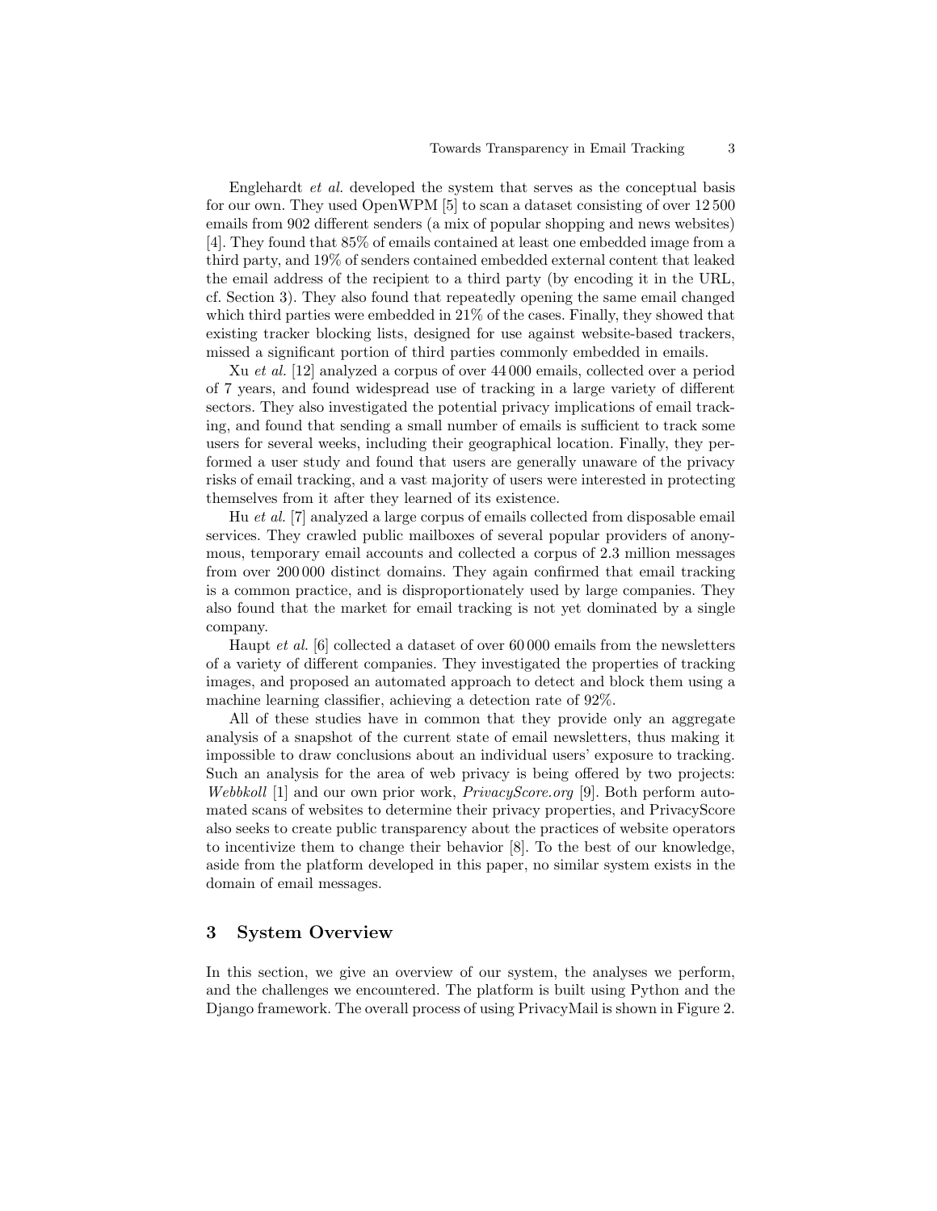Englehardt *et al.* developed the system that serves as the conceptual basis for our own. They used OpenWPM [5] to scan a dataset consisting of over 12 500 emails from 902 different senders (a mix of popular shopping and news websites) [4]. They found that 85% of emails contained at least one embedded image from a third party, and 19% of senders contained embedded external content that leaked the email address of the recipient to a third party (by encoding it in the URL, cf. Section 3). They also found that repeatedly opening the same email changed which third parties were embedded in 21% of the cases. Finally, they showed that existing tracker blocking lists, designed for use against website-based trackers, missed a significant portion of third parties commonly embedded in emails.

Xu *et al.* [12] analyzed a corpus of over 44 000 emails, collected over a period of 7 years, and found widespread use of tracking in a large variety of different sectors. They also investigated the potential privacy implications of email tracking, and found that sending a small number of emails is sufficient to track some users for several weeks, including their geographical location. Finally, they performed a user study and found that users are generally unaware of the privacy risks of email tracking, and a vast majority of users were interested in protecting themselves from it after they learned of its existence.

Hu *et al.* [7] analyzed a large corpus of emails collected from disposable email services. They crawled public mailboxes of several popular providers of anonymous, temporary email accounts and collected a corpus of 2.3 million messages from over 200 000 distinct domains. They again confirmed that email tracking is a common practice, and is disproportionately used by large companies. They also found that the market for email tracking is not yet dominated by a single company.

Haupt *et al.* [6] collected a dataset of over 60 000 emails from the newsletters of a variety of different companies. They investigated the properties of tracking images, and proposed an automated approach to detect and block them using a machine learning classifier, achieving a detection rate of 92%.

All of these studies have in common that they provide only an aggregate analysis of a snapshot of the current state of email newsletters, thus making it impossible to draw conclusions about an individual users' exposure to tracking. Such an analysis for the area of web privacy is being offered by two projects: *Webbkoll* [1] and our own prior work, *PrivacyScore.org* [9]. Both perform automated scans of websites to determine their privacy properties, and PrivacyScore also seeks to create public transparency about the practices of website operators to incentivize them to change their behavior [8]. To the best of our knowledge, aside from the platform developed in this paper, no similar system exists in the domain of email messages.

## 3 System Overview

In this section, we give an overview of our system, the analyses we perform, and the challenges we encountered. The platform is built using Python and the Django framework. The overall process of using PrivacyMail is shown in Figure 2.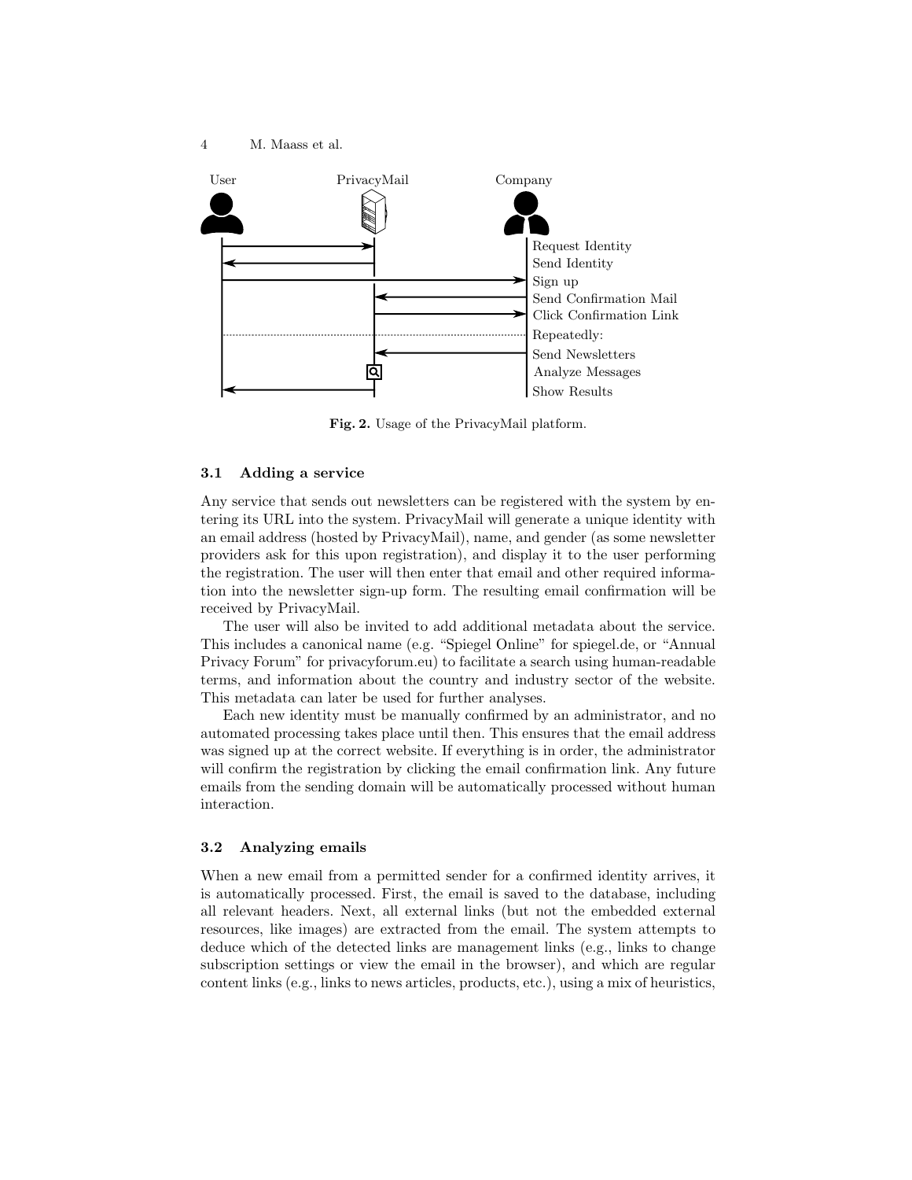User

PrivacyMail

Company

Request Identity

Send Identity

Sign up

Send Confirmation Mail

Click Confirmation Link

Repeatedly:

Send Newsletters

Analyze Messages

Show Results

**Fig. 2.** Usage of the PrivacyMail platform.

### 3.1 Adding a service

Any service that sends out newsletters can be registered with the system by entering its URL into the system. PrivacyMail will generate a unique identity with an email address (hosted by PrivacyMail), name, and gender (as some newsletter providers ask for this upon registration), and display it to the user performing the registration. The user will then enter that email and other required information into the newsletter sign-up form. The resulting email confirmation will be received by PrivacyMail.

The user will also be invited to add additional metadata about the service. This includes a canonical name (e.g. "Spiegel Online" for spiegel.de, or "Annual Privacy Forum" for privacyforum.eu) to facilitate a search using human-readable terms, and information about the country and industry sector of the website. This metadata can later be used for further analyses.

Each new identity must be manually confirmed by an administrator, and no automated processing takes place until then. This ensures that the email address was signed up at the correct website. If everything is in order, the administrator will confirm the registration by clicking the email confirmation link. Any future emails from the sending domain will be automatically processed without human interaction.

### 3.2 Analyzing emails

When a new email from a permitted sender for a confirmed identity arrives, it is automatically processed. First, the email is saved to the database, including all relevant headers. Next, all external links (but not the embedded external resources, like images) are extracted from the email. The system attempts to deduce which of the detected links are management links (e.g., links to change subscription settings or view the email in the browser), and which are regular content links (e.g., links to news articles, products, etc.), using a mix of heuristics,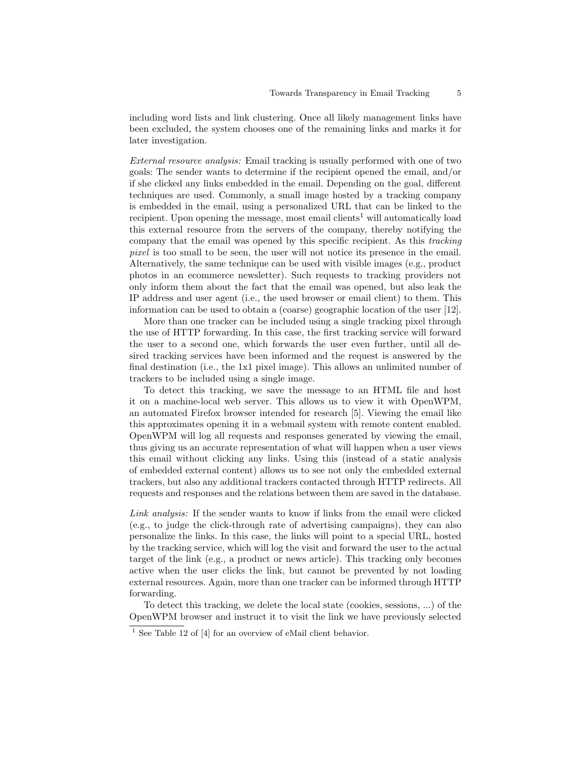including word lists and link clustering. Once all likely management links have been excluded, the system chooses one of the remaining links and marks it for later investigation.

*External resource analysis:* Email tracking is usually performed with one of two goals: The sender wants to determine if the recipient opened the email, and/or if she clicked any links embedded in the email. Depending on the goal, different techniques are used. Commonly, a small image hosted by a tracking company is embedded in the email, using a personalized URL that can be linked to the recipient. Upon opening the message, most email clients[1] will automatically load this external resource from the servers of the company, thereby notifying the company that the email was opened by this specific recipient. As this *tracking pixel* is too small to be seen, the user will not notice its presence in the email. Alternatively, the same technique can be used with visible images (e.g., product photos in an ecommerce newsletter). Such requests to tracking providers not only inform them about the fact that the email was opened, but also leak the IP address and user agent (i.e., the used browser or email client) to them. This information can be used to obtain a (coarse) geographic location of the user [12].

More than one tracker can be included using a single tracking pixel through the use of HTTP forwarding. In this case, the first tracking service will forward the user to a second one, which forwards the user even further, until all desired tracking services have been informed and the request is answered by the final destination (i.e., the 1x1 pixel image). This allows an unlimited number of trackers to be included using a single image.

To detect this tracking, we save the message to an HTML file and host it on a machine-local web server. This allows us to view it with OpenWPM, an automated Firefox browser intended for research [5]. Viewing the email like this approximates opening it in a webmail system with remote content enabled. OpenWPM will log all requests and responses generated by viewing the email, thus giving us an accurate representation of what will happen when a user views this email without clicking any links. Using this (instead of a static analysis of embedded external content) allows us to see not only the embedded external trackers, but also any additional trackers contacted through HTTP redirects. All requests and responses and the relations between them are saved in the database.

*Link analysis:* If the sender wants to know if links from the email were clicked (e.g., to judge the click-through rate of advertising campaigns), they can also personalize the links. In this case, the links will point to a special URL, hosted by the tracking service, which will log the visit and forward the user to the actual target of the link (e.g., a product or news article). This tracking only becomes active when the user clicks the link, but cannot be prevented by not loading external resources. Again, more than one tracker can be informed through HTTP forwarding.

To detect this tracking, we delete the local state (cookies, sessions, ...) of the OpenWPM browser and instruct it to visit the link we have previously selected

[1] See Table 12 of [4] for an overview of eMail client behavior.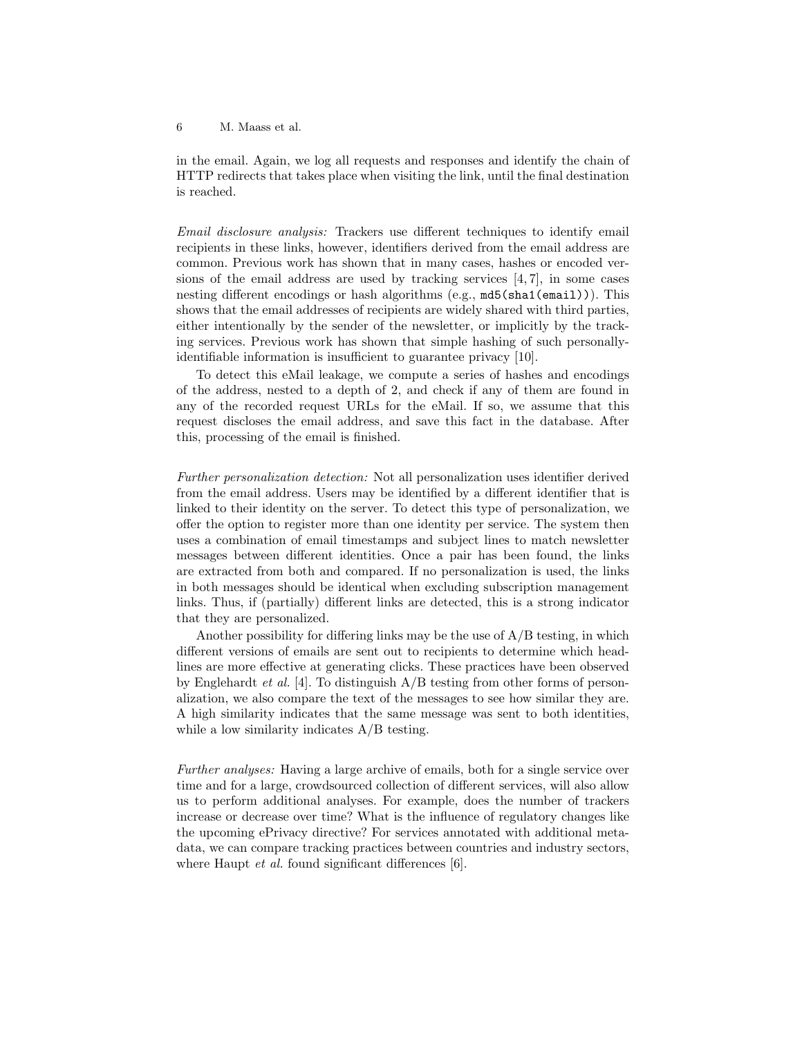in the email. Again, we log all requests and responses and identify the chain of HTTP redirects that takes place when visiting the link, until the final destination is reached.

*Email disclosure analysis:* Trackers use different techniques to identify email recipients in these links, however, identifiers derived from the email address are common. Previous work has shown that in many cases, hashes or encoded versions of the email address are used by tracking services [4, 7], in some cases nesting different encodings or hash algorithms (e.g., `md5(sha1(email))`). This shows that the email addresses of recipients are widely shared with third parties, either intentionally by the sender of the newsletter, or implicitly by the tracking services. Previous work has shown that simple hashing of such personally-identifiable information is insufficient to guarantee privacy [10].

To detect this eMail leakage, we compute a series of hashes and encodings of the address, nested to a depth of 2, and check if any of them are found in any of the recorded request URLs for the eMail. If so, we assume that this request discloses the email address, and save this fact in the database. After this, processing of the email is finished.

*Further personalization detection:* Not all personalization uses identifier derived from the email address. Users may be identified by a different identifier that is linked to their identity on the server. To detect this type of personalization, we offer the option to register more than one identity per service. The system then uses a combination of email timestamps and subject lines to match newsletter messages between different identities. Once a pair has been found, the links are extracted from both and compared. If no personalization is used, the links in both messages should be identical when excluding subscription management links. Thus, if (partially) different links are detected, this is a strong indicator that they are personalized.

Another possibility for differing links may be the use of A/B testing, in which different versions of emails are sent out to recipients to determine which headlines are more effective at generating clicks. These practices have been observed by Englehardt *et al.* [4]. To distinguish A/B testing from other forms of personalization, we also compare the text of the messages to see how similar they are. A high similarity indicates that the same message was sent to both identities, while a low similarity indicates A/B testing.

*Further analyses:* Having a large archive of emails, both for a single service over time and for a large, crowdsourced collection of different services, will also allow us to perform additional analyses. For example, does the number of trackers increase or decrease over time? What is the influence of regulatory changes like the upcoming ePrivacy directive? For services annotated with additional meta-data, we can compare tracking practices between countries and industry sectors, where Haupt *et al.* found significant differences [6].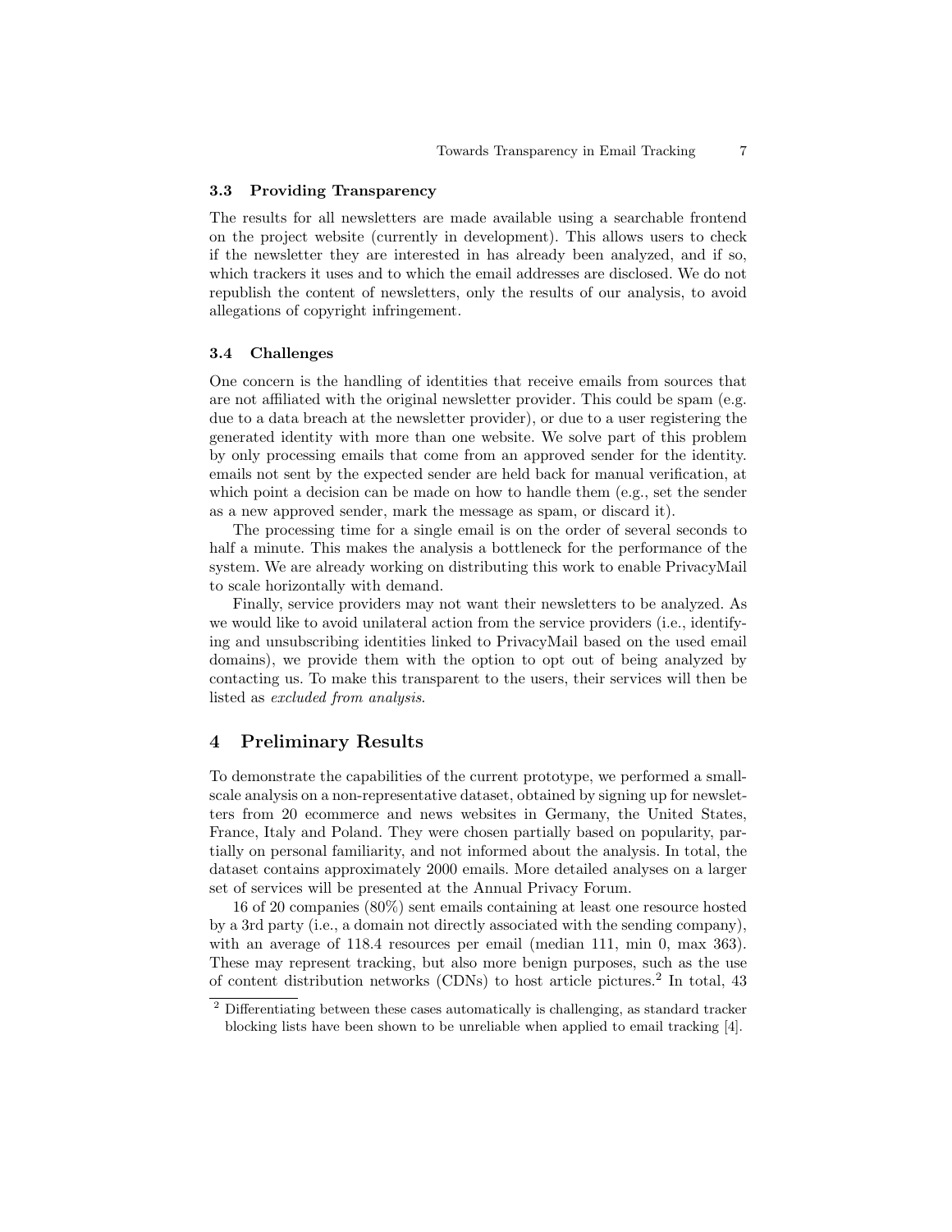### 3.3 Providing Transparency

The results for all newsletters are made available using a searchable frontend on the project website (currently in development). This allows users to check if the newsletter they are interested in has already been analyzed, and if so, which trackers it uses and to which the email addresses are disclosed. We do not republish the content of newsletters, only the results of our analysis, to avoid allegations of copyright infringement.

### 3.4 Challenges

One concern is the handling of identities that receive emails from sources that are not affiliated with the original newsletter provider. This could be spam (e.g. due to a data breach at the newsletter provider), or due to a user registering the generated identity with more than one website. We solve part of this problem by only processing emails that come from an approved sender for the identity. emails not sent by the expected sender are held back for manual verification, at which point a decision can be made on how to handle them (e.g., set the sender as a new approved sender, mark the message as spam, or discard it).

The processing time for a single email is on the order of several seconds to half a minute. This makes the analysis a bottleneck for the performance of the system. We are already working on distributing this work to enable PrivacyMail to scale horizontally with demand.

Finally, service providers may not want their newsletters to be analyzed. As we would like to avoid unilateral action from the service providers (i.e., identifying and unsubscribing identities linked to PrivacyMail based on the used email domains), we provide them with the option to opt out of being analyzed by contacting us. To make this transparent to the users, their services will then be listed as *excluded from analysis*.

## 4 Preliminary Results

To demonstrate the capabilities of the current prototype, we performed a small-scale analysis on a non-representative dataset, obtained by signing up for newsletters from 20 ecommerce and news websites in Germany, the United States, France, Italy and Poland. They were chosen partially based on popularity, partially on personal familiarity, and not informed about the analysis. In total, the dataset contains approximately 2000 emails. More detailed analyses on a larger set of services will be presented at the Annual Privacy Forum.

16 of 20 companies (80%) sent emails containing at least one resource hosted by a 3rd party (i.e., a domain not directly associated with the sending company), with an average of 118.4 resources per email (median 111, min 0, max 363). These may represent tracking, but also more benign purposes, such as the use of content distribution networks (CDNs) to host article pictures.[2] In total, 43

[2] Differentiating between these cases automatically is challenging, as standard tracker blocking lists have been shown to be unreliable when applied to email tracking [4].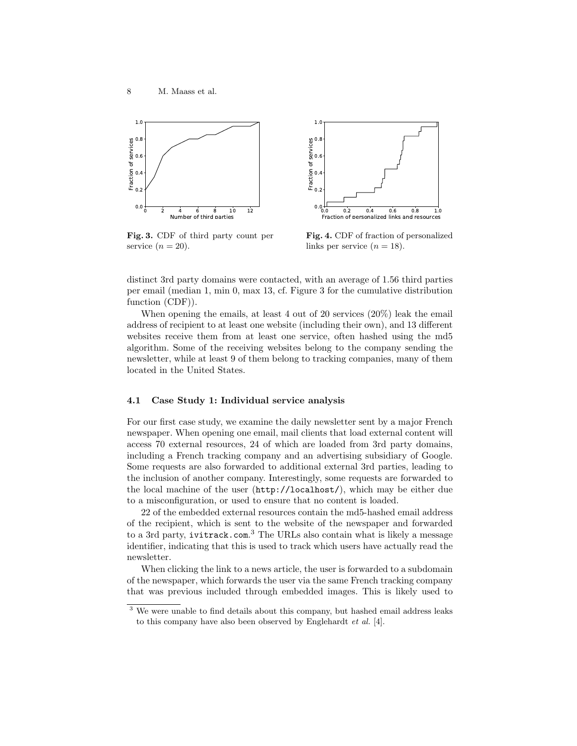1.0
0.8
0.6
0.4
0.2
0.0
0
2
4
6
8
10
12
Fraction of services
Number of third parties

**Fig. 3.** CDF of third party count per service ($n = 20$).

1.0
0.8
0.6
0.4
0.2
0.0
0.0
0.2
0.4
0.6
0.8
1.0
Fraction of services
Fraction of personalized links and resources

**Fig. 4.** CDF of fraction of personalized links per service ($n = 18$).

distinct 3rd party domains were contacted, with an average of 1.56 third parties per email (median 1, min 0, max 13, cf. Figure 3 for the cumulative distribution function (CDF)).

When opening the emails, at least 4 out of 20 services (20%) leak the email address of recipient to at least one website (including their own), and 13 different websites receive them from at least one service, often hashed using the md5 algorithm. Some of the receiving websites belong to the company sending the newsletter, while at least 9 of them belong to tracking companies, many of them located in the United States.

### 4.1 Case Study 1: Individual service analysis

For our first case study, we examine the daily newsletter sent by a major French newspaper. When opening one email, mail clients that load external content will access 70 external resources, 24 of which are loaded from 3rd party domains, including a French tracking company and an advertising subsidiary of Google. Some requests are also forwarded to additional external 3rd parties, leading to the inclusion of another company. Interestingly, some requests are forwarded to the local machine of the user (`http://localhost/`), which may be either due to a misconfiguration, or used to ensure that no content is loaded.

22 of the embedded external resources contain the md5-hashed email address of the recipient, which is sent to the website of the newspaper and forwarded to a 3rd party, `ivitrack.com`.[3] The URLs also contain what is likely a message identifier, indicating that this is used to track which users have actually read the newsletter.

When clicking the link to a news article, the user is forwarded to a subdomain of the newspaper, which forwards the user via the same French tracking company that was previous included through embedded images. This is likely used to

[3] We were unable to find details about this company, but hashed email address leaks to this company have also been observed by Englehardt *et al.* [4].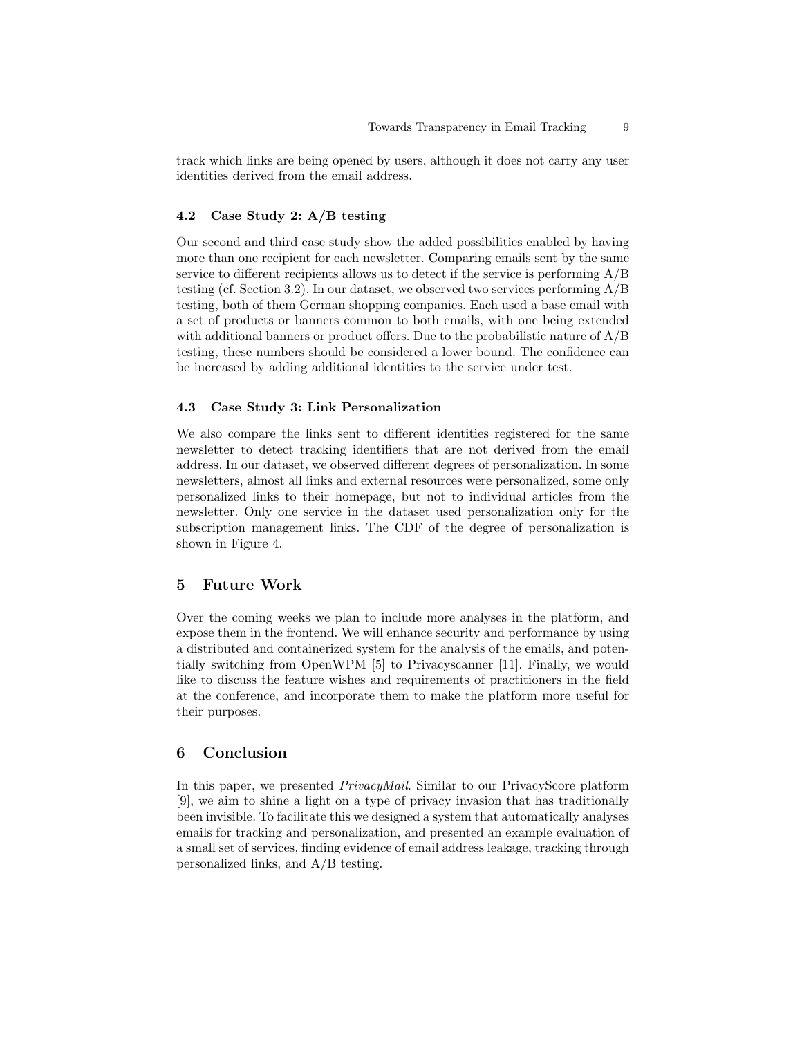track which links are being opened by users, although it does not carry any user identities derived from the email address.

### 4.2 Case Study 2: A/B testing

Our second and third case study show the added possibilities enabled by having more than one recipient for each newsletter. Comparing emails sent by the same service to different recipients allows us to detect if the service is performing A/B testing (cf. Section 3.2). In our dataset, we observed two services performing A/B testing, both of them German shopping companies. Each used a base email with a set of products or banners common to both emails, with one being extended with additional banners or product offers. Due to the probabilistic nature of A/B testing, these numbers should be considered a lower bound. The confidence can be increased by adding additional identities to the service under test.

### 4.3 Case Study 3: Link Personalization

We also compare the links sent to different identities registered for the same newsletter to detect tracking identifiers that are not derived from the email address. In our dataset, we observed different degrees of personalization. In some newsletters, almost all links and external resources were personalized, some only personalized links to their homepage, but not to individual articles from the newsletter. Only one service in the dataset used personalization only for the subscription management links. The CDF of the degree of personalization is shown in Figure 4.

## 5 Future Work

Over the coming weeks we plan to include more analyses in the platform, and expose them in the frontend. We will enhance security and performance by using a distributed and containerized system for the analysis of the emails, and potentially switching from OpenWPM [5] to Privacyscanner [11]. Finally, we would like to discuss the feature wishes and requirements of practitioners in the field at the conference, and incorporate them to make the platform more useful for their purposes.

## 6 Conclusion

In this paper, we presented *PrivacyMail*. Similar to our PrivacyScore platform [9], we aim to shine a light on a type of privacy invasion that has traditionally been invisible. To facilitate this we designed a system that automatically analyses emails for tracking and personalization, and presented an example evaluation of a small set of services, finding evidence of email address leakage, tracking through personalized links, and A/B testing.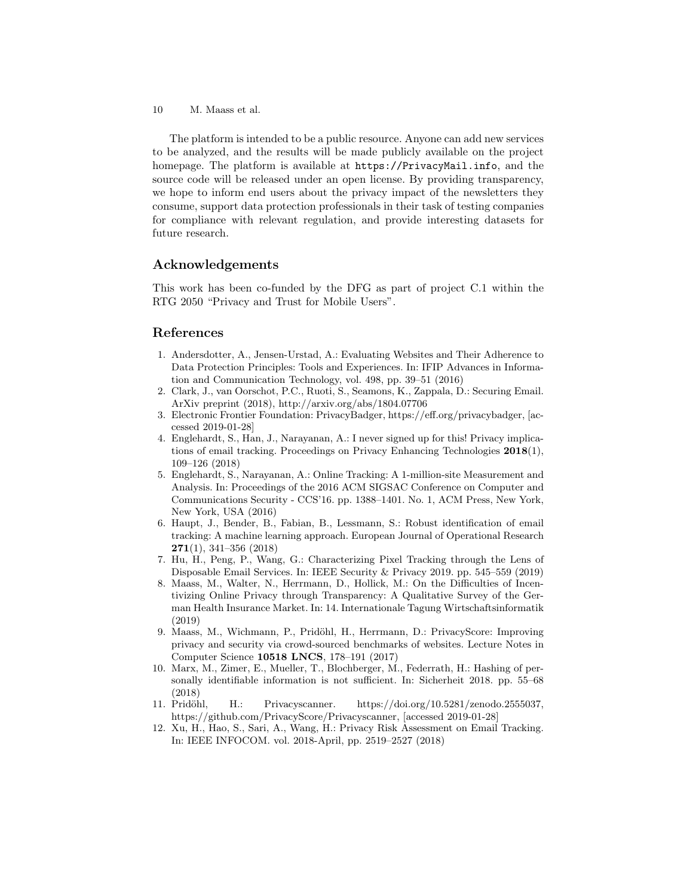The platform is intended to be a public resource. Anyone can add new services to be analyzed, and the results will be made publicly available on the project homepage. The platform is available at `https://PrivacyMail.info`, and the source code will be released under an open license. By providing transparency, we hope to inform end users about the privacy impact of the newsletters they consume, support data protection professionals in their task of testing companies for compliance with relevant regulation, and provide interesting datasets for future research.

## Acknowledgements

This work has been co-funded by the DFG as part of project C.1 within the RTG 2050 "Privacy and Trust for Mobile Users".

## References

1. Andersdotter, A., Jensen-Urstad, A.: Evaluating Websites and Their Adherence to Data Protection Principles: Tools and Experiences. In: IFIP Advances in Information and Communication Technology, vol. 498, pp. 39–51 (2016)
2. Clark, J., van Oorschot, P.C., Ruoti, S., Seamons, K., Zappala, D.: Securing Email. ArXiv preprint (2018), http://arxiv.org/abs/1804.07706
3. Electronic Frontier Foundation: PrivacyBadger, https://eff.org/privacybadger, [accessed 2019-01-28]
4. Englehardt, S., Han, J., Narayanan, A.: I never signed up for this! Privacy implications of email tracking. Proceedings on Privacy Enhancing Technologies **2018**(1), 109–126 (2018)
5. Englehardt, S., Narayanan, A.: Online Tracking: A 1-million-site Measurement and Analysis. In: Proceedings of the 2016 ACM SIGSAC Conference on Computer and Communications Security - CCS'16. pp. 1388–1401. No. 1, ACM Press, New York, New York, USA (2016)
6. Haupt, J., Bender, B., Fabian, B., Lessmann, S.: Robust identification of email tracking: A machine learning approach. European Journal of Operational Research **271**(1), 341–356 (2018)
7. Hu, H., Peng, P., Wang, G.: Characterizing Pixel Tracking through the Lens of Disposable Email Services. In: IEEE Security & Privacy 2019. pp. 545–559 (2019)
8. Maass, M., Walter, N., Herrmann, D., Hollick, M.: On the Difficulties of Incentivizing Online Privacy through Transparency: A Qualitative Survey of the German Health Insurance Market. In: 14. Internationale Tagung Wirtschaftsinformatik (2019)
9. Maass, M., Wichmann, P., Pridöhl, H., Herrmann, D.: PrivacyScore: Improving privacy and security via crowd-sourced benchmarks of websites. Lecture Notes in Computer Science **10518 LNCS**, 178–191 (2017)
10. Marx, M., Zimer, E., Mueller, T., Blochberger, M., Federrath, H.: Hashing of personally identifiable information is not sufficient. In: Sicherheit 2018. pp. 55–68 (2018)
11. Pridöhl, H.: Privacyscanner. https://doi.org/10.5281/zenodo.2555037, https://github.com/PrivacyScore/Privacyscanner, [accessed 2019-01-28]
12. Xu, H., Hao, S., Sari, A., Wang, H.: Privacy Risk Assessment on Email Tracking. In: IEEE INFOCOM. vol. 2018-April, pp. 2519–2527 (2018)